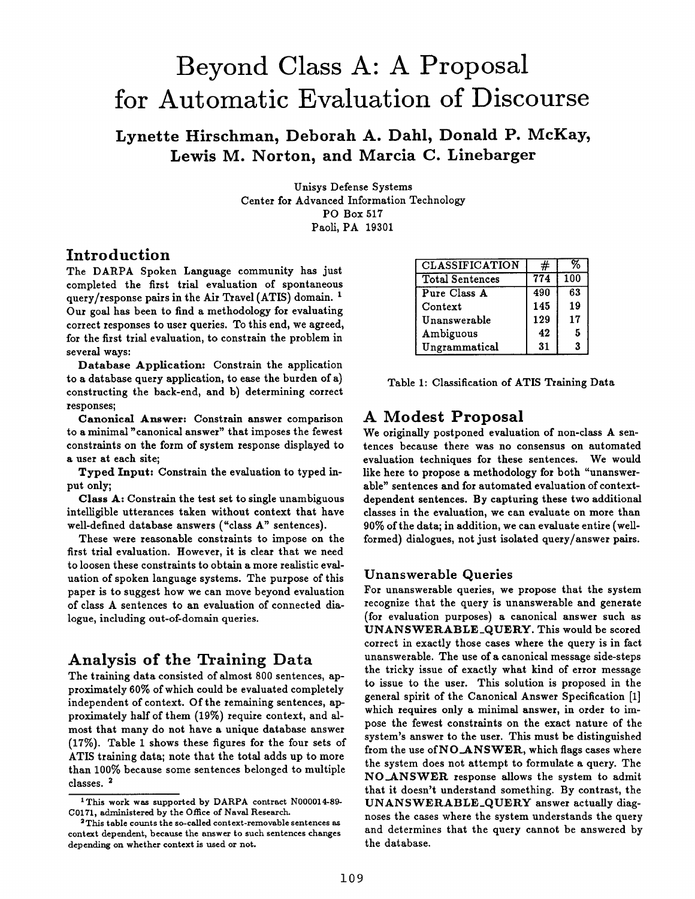# Beyond Class A: A Proposal for Automatic Evaluation of Discourse

**Lynette Hirschman, Deborah A. Dahl, Donald P. McKay, Lewis M. Norton, and Marcia C. Linebarger**

Unisys Defense Systems
Center for Advanced Information Technology
PO Box 517
Paoli, PA 19301

## Introduction

The DARPA Spoken Language community has just completed the first trial evaluation of spontaneous query/response pairs in the Air Travel (ATIS) domain. [1] Our goal has been to find a methodology for evaluating correct responses to user queries. To this end, we agreed, for the first trial evaluation, to constrain the problem in several ways:

**Database Application:** Constrain the application to a database query application, to ease the burden of a) constructing the back-end, and b) determining correct responses;

**Canonical Answer:** Constrain answer comparison to a minimal "canonical answer" that imposes the fewest constraints on the form of system response displayed to a user at each site;

**Typed Input:** Constrain the evaluation to typed input only;

**Class A:** Constrain the test set to single unambiguous intelligible utterances taken without context that have well-defined database answers ("class A" sentences).

These were reasonable constraints to impose on the first trial evaluation. However, it is clear that we need to loosen these constraints to obtain a more realistic evaluation of spoken language systems. The purpose of this paper is to suggest how we can move beyond evaluation of class A sentences to an evaluation of connected dialogue, including out-of-domain queries.

## Analysis of the Training Data

The training data consisted of almost 800 sentences, approximately 60% of which could be evaluated completely independent of context. Of the remaining sentences, approximately half of them (19%) require context, and almost that many do not have a unique database answer (17%). Table 1 shows these figures for the four sets of ATIS training data; note that the total adds up to more than 100% because some sentences belonged to multiple classes. [2]

[1] This work was supported by DARPA contract N000014-89-C0171, administered by the Office of Naval Research.

[2] This table counts the so-called context-removable sentences as context dependent, because the answer to such sentences changes depending on whether context is used or not.

| CLASSIFICATION | # | % |
|---|---|---|
| Total Sentences | 774 | 100 |
| Pure Class A | 490 | 63 |
| Context | 145 | 19 |
| Unanswerable | 129 | 17 |
| Ambiguous | 42 | 5 |
| Ungrammatical | 31 | 3 |

Table 1: Classification of ATIS Training Data

## A Modest Proposal

We originally postponed evaluation of non-class A sentences because there was no consensus on automated evaluation techniques for these sentences. We would like here to propose a methodology for both "unanswerable" sentences and for automated evaluation of context-dependent sentences. By capturing these two additional classes in the evaluation, we can evaluate on more than 90% of the data; in addition, we can evaluate entire (well-formed) dialogues, not just isolated query/answer pairs.

### Unanswerable Queries

For unanswerable queries, we propose that the system recognize that the query is unanswerable and generate (for evaluation purposes) a canonical answer such as **UNANSWERABLE_QUERY**. This would be scored correct in exactly those cases where the query is in fact unanswerable. The use of a canonical message side-steps the tricky issue of exactly what kind of error message to issue to the user. This solution is proposed in the general spirit of the Canonical Answer Specification [1] which requires only a minimal answer, in order to impose the fewest constraints on the exact nature of the system's answer to the user. This must be distinguished from the use of **NO_ANSWER**, which flags cases where the system does not attempt to formulate a query. The **NO_ANSWER** response allows the system to admit that it doesn't understand something. By contrast, the **UNANSWERABLE_QUERY** answer actually diagnoses the cases where the system understands the query and determines that the query cannot be answered by the database.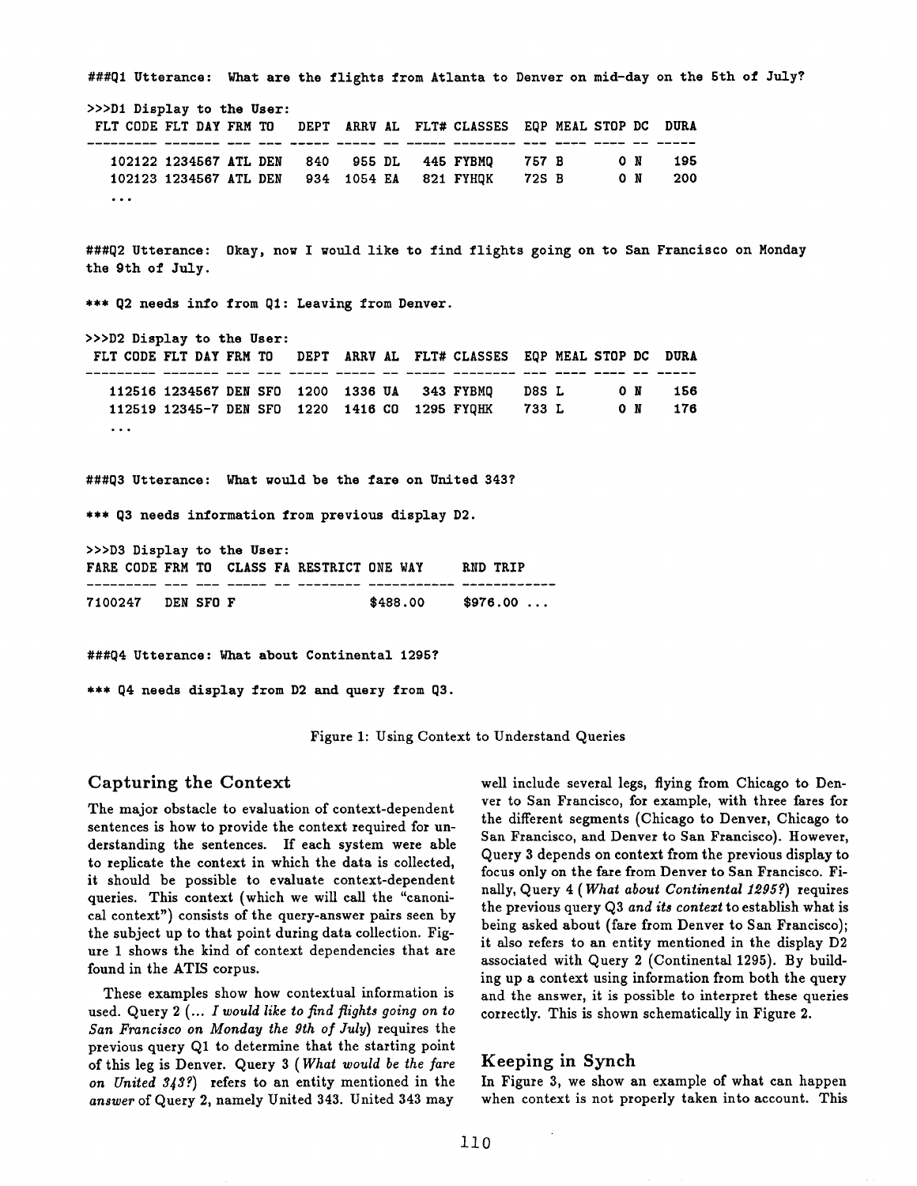```
###Q1 Utterance:  What are the flights from Atlanta to Denver on mid-day on the 5th of July?

>>>D1 Display to the User:
 FLT CODE FLT DAY FRM TO   DEPT  ARRV AL  FLT# CLASSES  EQP MEAL STOP DC  DURA
 --------- ------- --- --- ----- ----- -- ----- -------- --- ---- ---- -- -----
   102122 1234567 ATL DEN   840   955 DL   445 FYBMQ    757 B       0 N    195
   102123 1234567 ATL DEN   934  1054 EA   821 FYHQK    72S B       0 N    200
   ...


###Q2 Utterance:  Okay, now I would like to find flights going on to San Francisco on Monday
the 9th of July.

*** Q2 needs info from Q1: Leaving from Denver.

>>>D2 Display to the User:
 FLT CODE FLT DAY FRM TO   DEPT  ARRV AL  FLT# CLASSES  EQP MEAL STOP DC  DURA
 --------- ------- --- --- ----- ----- -- ----- -------- --- ---- ---- -- -----
   112516 1234567 DEN SFO  1200  1336 UA   343 FYBMQ    D8S L       0 N    156
   112519 12345-7 DEN SFO  1220  1416 CO  1295 FYQHK    733 L       0 N    176
   ...


###Q3 Utterance:  What would be the fare on United 343?

*** Q3 needs information from previous display D2.

>>>D3 Display to the User:
FARE CODE FRM TO  CLASS FA RESTRICT ONE WAY      RND TRIP
--------- --- --- ----- -- -------- ----------- ------------
7100247   DEN SFO F                 $488.00     $976.00 ...


###Q4 Utterance: What about Continental 1295?

*** Q4 needs display from D2 and query from Q3.
```

Figure 1: Using Context to Understand Queries

## Capturing the Context

The major obstacle to evaluation of context-dependent sentences is how to provide the context required for understanding the sentences. If each system were able to replicate the context in which the data is collected, it should be possible to evaluate context-dependent queries. This context (which we will call the "canonical context") consists of the query-answer pairs seen by the subject up to that point during data collection. Figure 1 shows the kind of context dependencies that are found in the ATIS corpus.

These examples show how contextual information is used. Query 2 (*... I would like to find flights going on to San Francisco on Monday the 9th of July*) requires the previous query Q1 to determine that the starting point of this leg is Denver. Query 3 (*What would be the fare on United 343?*) refers to an entity mentioned in the *answer* of Query 2, namely United 343. United 343 may well include several legs, flying from Chicago to Denver to San Francisco, for example, with three fares for the different segments (Chicago to Denver, Chicago to San Francisco, and Denver to San Francisco). However, Query 3 depends on context from the previous display to focus only on the fare from Denver to San Francisco. Finally, Query 4 (*What about Continental 1295?*) requires the previous query Q3 *and its context* to establish what is being asked about (fare from Denver to San Francisco); it also refers to an entity mentioned in the display D2 associated with Query 2 (Continental 1295). By building up a context using information from both the query and the answer, it is possible to interpret these queries correctly. This is shown schematically in Figure 2.

## Keeping in Synch

In Figure 3, we show an example of what can happen when context is not properly taken into account. This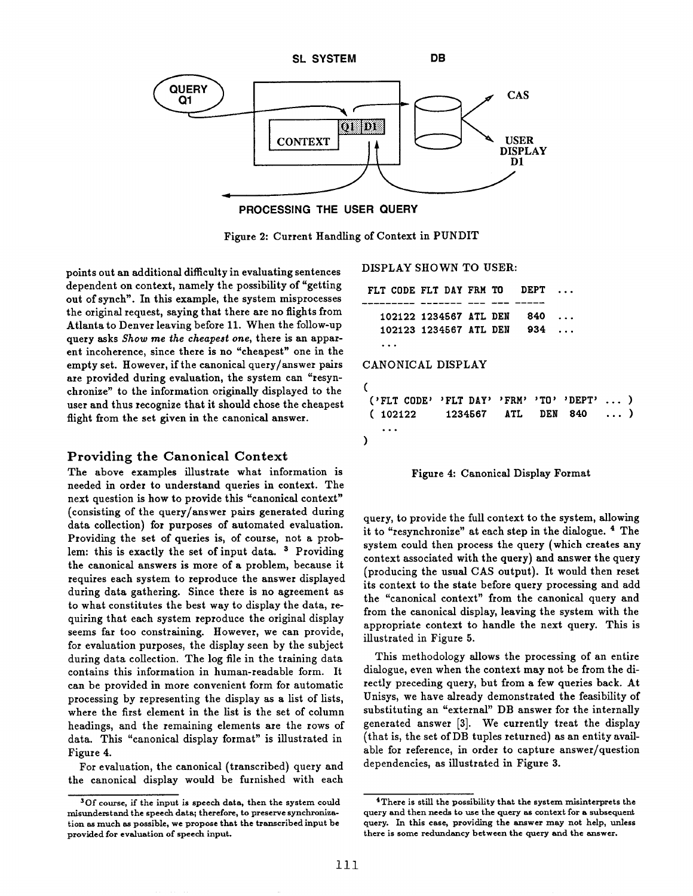SL SYSTEM DB

QUERY Q1

CONTEXT Q1 D1

CAS

USER DISPLAY D1

PROCESSING THE USER QUERY

Figure 2: Current Handling of Context in PUNDIT

points out an additional difficulty in evaluating sentences dependent on context, namely the possibility of "getting out of synch". In this example, the system misprocesses the original request, saying that there are no flights from Atlanta to Denver leaving before 11. When the follow-up query asks *Show me the cheapest one*, there is an apparent incoherence, since there is no "cheapest" one in the empty set. However, if the canonical query/answer pairs are provided during evaluation, the system can "resynchronize" to the information originally displayed to the user and thus recognize that it should chose the cheapest flight from the set given in the canonical answer.

## Providing the Canonical Context

The above examples illustrate what information is needed in order to understand queries in context. The next question is how to provide this "canonical context" (consisting of the query/answer pairs generated during data collection) for purposes of automated evaluation. Providing the set of queries is, of course, not a problem: this is exactly the set of input data. [3] Providing the canonical answers is more of a problem, because it requires each system to reproduce the answer displayed during data gathering. Since there is no agreement as to what constitutes the best way to display the data, requiring that each system reproduce the original display seems far too constraining. However, we can provide, for evaluation purposes, the display seen by the subject during data collection. The log file in the training data contains this information in human-readable form. It can be provided in more convenient form for automatic processing by representing the display as a list of lists, where the first element in the list is the set of column headings, and the remaining elements are the rows of data. This "canonical display format" is illustrated in Figure 4.

For evaluation, the canonical (transcribed) query and the canonical display would be furnished with each

DISPLAY SHOWN TO USER:

```
FLT CODE FLT DAY FRM TO   DEPT  ...
-------- ------- --- ---  ----
  102122 1234567 ATL DEN   840  ...
  102123 1234567 ATL DEN   934  ...
  ...
```

CANONICAL DISPLAY

```
(
 ('FLT CODE' 'FLT DAY' 'FRM' 'TO' 'DEPT' ... )
 ( 102122     1234567   ATL   DEN  840   ... )
   ...
)
```

Figure 4: Canonical Display Format

query, to provide the full context to the system, allowing it to "resynchronize" at each step in the dialogue. [4] The system could then process the query (which creates any context associated with the query) and answer the query (producing the usual CAS output). It would then reset its context to the state before query processing and add the "canonical context" from the canonical query and from the canonical display, leaving the system with the appropriate context to handle the next query. This is illustrated in Figure 5.

This methodology allows the processing of an entire dialogue, even when the context may not be from the directly preceding query, but from a few queries back. At Unisys, we have already demonstrated the feasibility of substituting an "external" DB answer for the internally generated answer [3]. We currently treat the display (that is, the set of DB tuples returned) as an entity available for reference, in order to capture answer/question dependencies, as illustrated in Figure 3.

---

[3] Of course, if the input is speech data, then the system could misunderstand the speech data; therefore, to preserve synchronization as much as possible, we propose that the transcribed input be provided for evaluation of speech input.

[4] There is still the possibility that the system misinterprets the query and then needs to use the query as context for a subsequent query. In this case, providing the answer may not help, unless there is some redundancy between the query and the answer.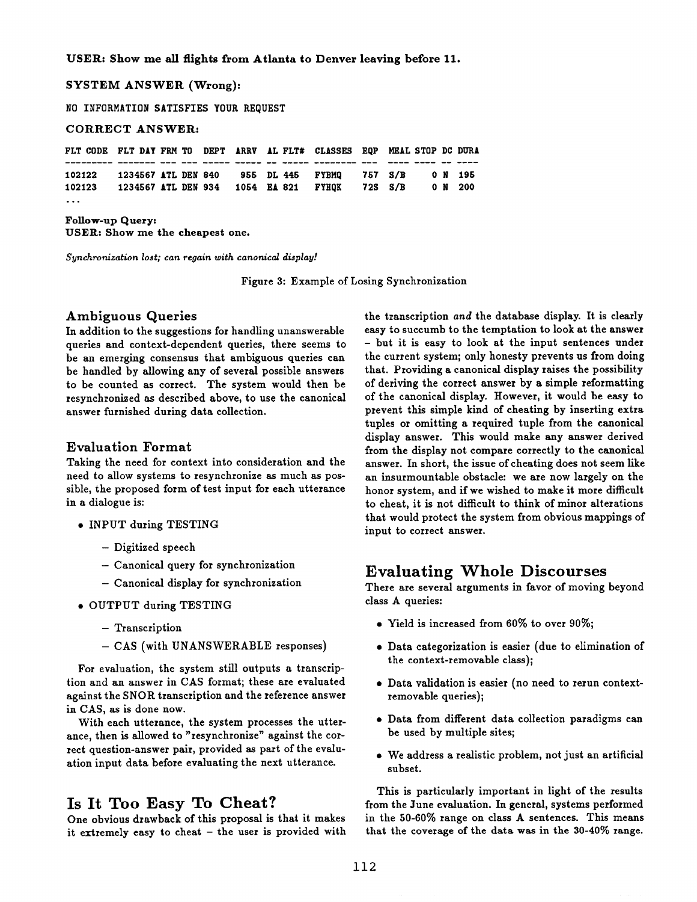**USER: Show me all flights from Atlanta to Denver leaving before 11.**

**SYSTEM ANSWER (Wrong):**

```
NO INFORMATION SATISFIES YOUR REQUEST
```

**CORRECT ANSWER:**

```
FLT CODE  FLT DAY FRM TO  DEPT  ARRV  AL FLT#  CLASSES  EQP  MEAL STOP DC DURA
--------- ------- --- --- ----- ----- -- ----- -------- ---  ---- ---- -- ----
102122    1234567 ATL DEN 840    955  DL 445   FYBMQ    757  S/B     0 N  195
102123    1234567 ATL DEN 934   1054  EA 821   FYHQK    72S  S/B     0 N  200
...
```

**Follow-up Query:**
**USER: Show me the cheapest one.**

*Synchronization lost; can regain with canonical display!*

Figure 3: Example of Losing Synchronization

### Ambiguous Queries

In addition to the suggestions for handling unanswerable queries and context-dependent queries, there seems to be an emerging consensus that ambiguous queries can be handled by allowing any of several possible answers to be counted as correct. The system would then be resynchronized as described above, to use the canonical answer furnished during data collection.

### Evaluation Format

Taking the need for context into consideration and the need to allow systems to resynchronize as much as possible, the proposed form of test input for each utterance in a dialogue is:

- INPUT during TESTING
  - Digitized speech
  - Canonical query for synchronization
  - Canonical display for synchronization
- OUTPUT during TESTING
  - Transcription
  - CAS (with UNANSWERABLE responses)

For evaluation, the system still outputs a transcription and an answer in CAS format; these are evaluated against the SNOR transcription and the reference answer in CAS, as is done now.

With each utterance, the system processes the utterance, then is allowed to "resynchronize" against the correct question-answer pair, provided as part of the evaluation input data before evaluating the next utterance.

## Is It Too Easy To Cheat?

One obvious drawback of this proposal is that it makes it extremely easy to cheat – the user is provided with the transcription *and* the database display. It is clearly easy to succumb to the temptation to look at the answer – but it is easy to look at the input sentences under the current system; only honesty prevents us from doing that. Providing a canonical display raises the possibility of deriving the correct answer by a simple reformatting of the canonical display. However, it would be easy to prevent this simple kind of cheating by inserting extra tuples or omitting a required tuple from the canonical display answer. This would make any answer derived from the display not compare correctly to the canonical answer. In short, the issue of cheating does not seem like an insurmountable obstacle: we are now largely on the honor system, and if we wished to make it more difficult to cheat, it is not difficult to think of minor alterations that would protect the system from obvious mappings of input to correct answer.

## Evaluating Whole Discourses

There are several arguments in favor of moving beyond class A queries:

- Yield is increased from 60% to over 90%;
- Data categorization is easier (due to elimination of the context-removable class);
- Data validation is easier (no need to rerun context-removable queries);
- Data from different data collection paradigms can be used by multiple sites;
- We address a realistic problem, not just an artificial subset.

This is particularly important in light of the results from the June evaluation. In general, systems performed in the 50-60% range on class A sentences. This means that the coverage of the data was in the 30-40% range.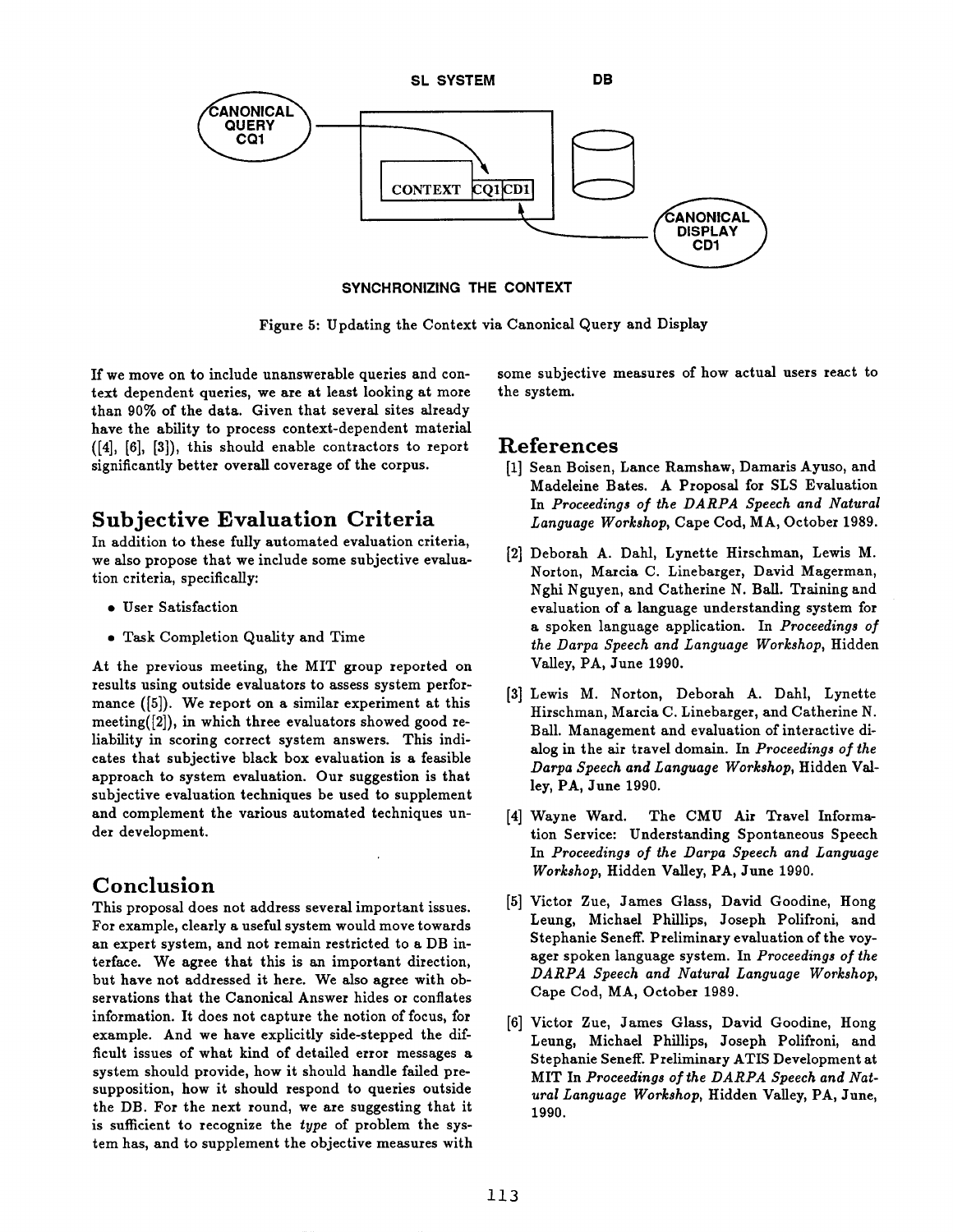SL SYSTEM

DB

CANONICAL QUERY CQ1

CONTEXT CQ1 CD1

CANONICAL DISPLAY CD1

SYNCHRONIZING THE CONTEXT

Figure 5: Updating the Context via Canonical Query and Display

If we move on to include unanswerable queries and context dependent queries, we are at least looking at more than 90% of the data. Given that several sites already have the ability to process context-dependent material ([4], [6], [3]), this should enable contractors to report significantly better overall coverage of the corpus.

## Subjective Evaluation Criteria

In addition to these fully automated evaluation criteria, we also propose that we include some subjective evaluation criteria, specifically:

- User Satisfaction
- Task Completion Quality and Time

At the previous meeting, the MIT group reported on results using outside evaluators to assess system performance ([5]). We report on a similar experiment at this meeting([2]), in which three evaluators showed good reliability in scoring correct system answers. This indicates that subjective black box evaluation is a feasible approach to system evaluation. Our suggestion is that subjective evaluation techniques be used to supplement and complement the various automated techniques under development.

## Conclusion

This proposal does not address several important issues. For example, clearly a useful system would move towards an expert system, and not remain restricted to a DB interface. We agree that this is an important direction, but have not addressed it here. We also agree with observations that the Canonical Answer hides or conflates information. It does not capture the notion of focus, for example. And we have explicitly side-stepped the difficult issues of what kind of detailed error messages a system should provide, how it should handle failed presupposition, how it should respond to queries outside the DB. For the next round, we are suggesting that it is sufficient to recognize the *type* of problem the system has, and to supplement the objective measures with some subjective measures of how actual users react to the system.

## References

[1] Sean Boisen, Lance Ramshaw, Damaris Ayuso, and Madeleine Bates. A Proposal for SLS Evaluation In *Proceedings of the DARPA Speech and Natural Language Workshop*, Cape Cod, MA, October 1989.

[2] Deborah A. Dahl, Lynette Hirschman, Lewis M. Norton, Marcia C. Linebarger, David Magerman, Nghi Nguyen, and Catherine N. Ball. Training and evaluation of a language understanding system for a spoken language application. In *Proceedings of the Darpa Speech and Language Workshop*, Hidden Valley, PA, June 1990.

[3] Lewis M. Norton, Deborah A. Dahl, Lynette Hirschman, Marcia C. Linebarger, and Catherine N. Ball. Management and evaluation of interactive dialog in the air travel domain. In *Proceedings of the Darpa Speech and Language Workshop*, Hidden Valley, PA, June 1990.

[4] Wayne Ward. The CMU Air Travel Information Service: Understanding Spontaneous Speech In *Proceedings of the Darpa Speech and Language Workshop*, Hidden Valley, PA, June 1990.

[5] Victor Zue, James Glass, David Goodine, Hong Leung, Michael Phillips, Joseph Polifroni, and Stephanie Seneff. Preliminary evaluation of the voyager spoken language system. In *Proceedings of the DARPA Speech and Natural Language Workshop*, Cape Cod, MA, October 1989.

[6] Victor Zue, James Glass, David Goodine, Hong Leung, Michael Phillips, Joseph Polifroni, and Stephanie Seneff. Preliminary ATIS Development at MIT In *Proceedings of the DARPA Speech and Natural Language Workshop*, Hidden Valley, PA, June, 1990.